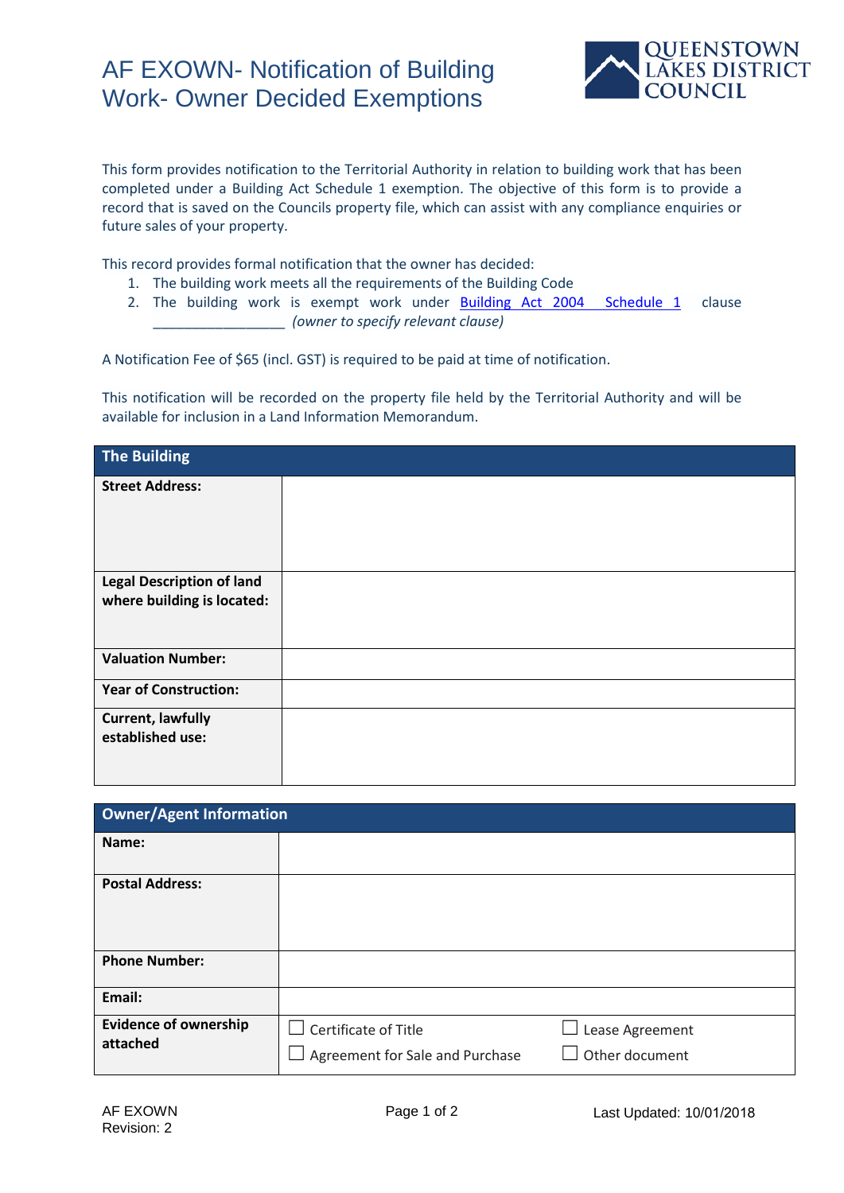# AF EXOWN- Notification of Building Work- Owner Decided Exemptions

QUEENSTOWN LAKES DISTRICT COUNCIL

This form provides notification to the Territorial Authority in relation to building work that has been completed under a Building Act Schedule 1 exemption. The objective of this form is to provide a record that is saved on the Councils property file, which can assist with any compliance enquiries or future sales of your property.

This record provides formal notification that the owner has decided:

1. The building work meets all the requirements of the Building Code
2. The building work is exempt work under Building Act 2004 Schedule 1 clause _________________ *(owner to specify relevant clause)*

A Notification Fee of $65 (incl. GST) is required to be paid at time of notification.

This notification will be recorded on the property file held by the Territorial Authority and will be available for inclusion in a Land Information Memorandum.

| **The Building** | |
|---|---|
| **Street Address:** | |
| **Legal Description of land where building is located:** | |
| **Valuation Number:** | |
| **Year of Construction:** | |
| **Current, lawfully established use:** | |

| **Owner/Agent Information** | | |
|---|---|---|
| **Name:** | | |
| **Postal Address:** | | |
| **Phone Number:** | | |
| **Email:** | | |
| **Evidence of ownership attached** | ☐ Certificate of Title | ☐ Lease Agreement |
| | ☐ Agreement for Sale and Purchase | ☐ Other document |

AF EXOWN
Revision: 2

Last Updated: 10/01/2018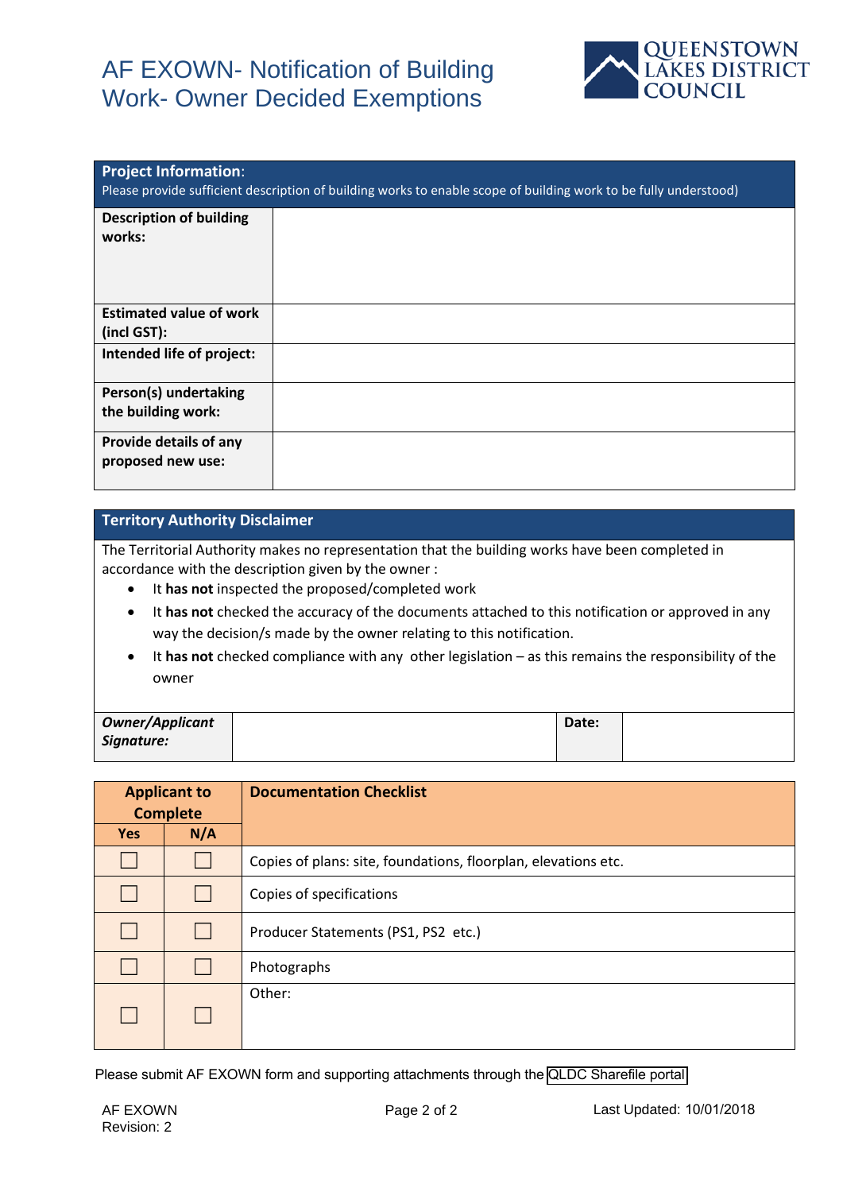# AF EXOWN- Notification of Building Work- Owner Decided Exemptions

QUEENSTOWN LAKES DISTRICT COUNCIL

| **Project Information**: Please provide sufficient description of building works to enable scope of building work to be fully understood) | |
|---|---|
| **Description of building works:** | |
| **Estimated value of work (incl GST):** | |
| **Intended life of project:** | |
| **Person(s) undertaking the building work:** | |
| **Provide details of any proposed new use:** | |

## Territory Authority Disclaimer

The Territorial Authority makes no representation that the building works have been completed in accordance with the description given by the owner :

- It **has not** inspected the proposed/completed work
- It **has not** checked the accuracy of the documents attached to this notification or approved in any way the decision/s made by the owner relating to this notification.
- It **has not** checked compliance with any other legislation – as this remains the responsibility of the owner

| ***Owner/Applicant Signature:*** | | **Date:** | |
|---|---|---|---|

| **Applicant to Complete** | | **Documentation Checklist** |
|---|---|---|
| **Yes** | **N/A** | |
| ☐ | ☐ | Copies of plans: site, foundations, floorplan, elevations etc. |
| ☐ | ☐ | Copies of specifications |
| ☐ | ☐ | Producer Statements (PS1, PS2 etc.) |
| ☐ | ☐ | Photographs |
| ☐ | ☐ | Other: |

Please submit AF EXOWN form and supporting attachments through the QLDC Sharefile portal

AF EXOWN
Revision: 2

Last Updated: 10/01/2018